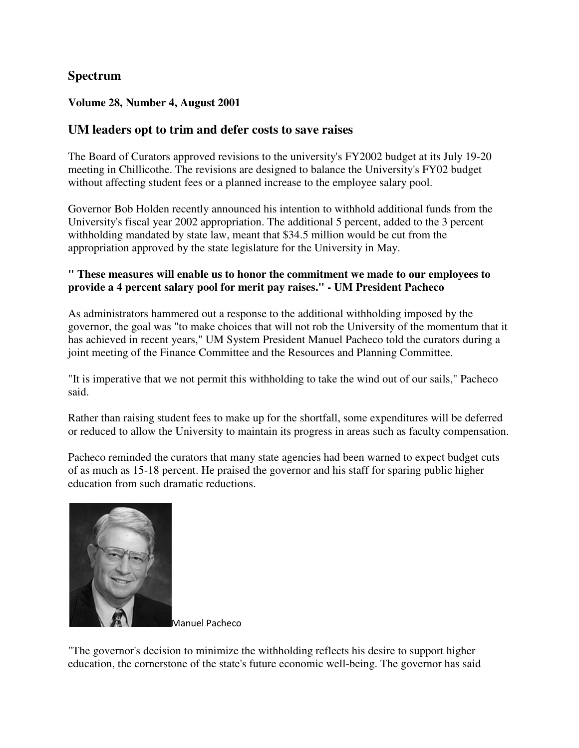# Spectrum

**Volume 28, Number 4, August 2001**

## UM leaders opt to trim and defer costs to save raises

The Board of Curators approved revisions to the university's FY2002 budget at its July 19-20 meeting in Chillicothe. The revisions are designed to balance the University's FY02 budget without affecting student fees or a planned increase to the employee salary pool.

Governor Bob Holden recently announced his intention to withhold additional funds from the University's fiscal year 2002 appropriation. The additional 5 percent, added to the 3 percent withholding mandated by state law, meant that $34.5 million would be cut from the appropriation approved by the state legislature for the University in May.

**" These measures will enable us to honor the commitment we made to our employees to provide a 4 percent salary pool for merit pay raises." - UM President Pacheco**

As administrators hammered out a response to the additional withholding imposed by the governor, the goal was "to make choices that will not rob the University of the momentum that it has achieved in recent years," UM System President Manuel Pacheco told the curators during a joint meeting of the Finance Committee and the Resources and Planning Committee.

"It is imperative that we not permit this withholding to take the wind out of our sails," Pacheco said.

Rather than raising student fees to make up for the shortfall, some expenditures will be deferred or reduced to allow the University to maintain its progress in areas such as faculty compensation.

Pacheco reminded the curators that many state agencies had been warned to expect budget cuts of as much as 15-18 percent. He praised the governor and his staff for sparing public higher education from such dramatic reductions.

Manuel Pacheco

"The governor's decision to minimize the withholding reflects his desire to support higher education, the cornerstone of the state's future economic well-being. The governor has said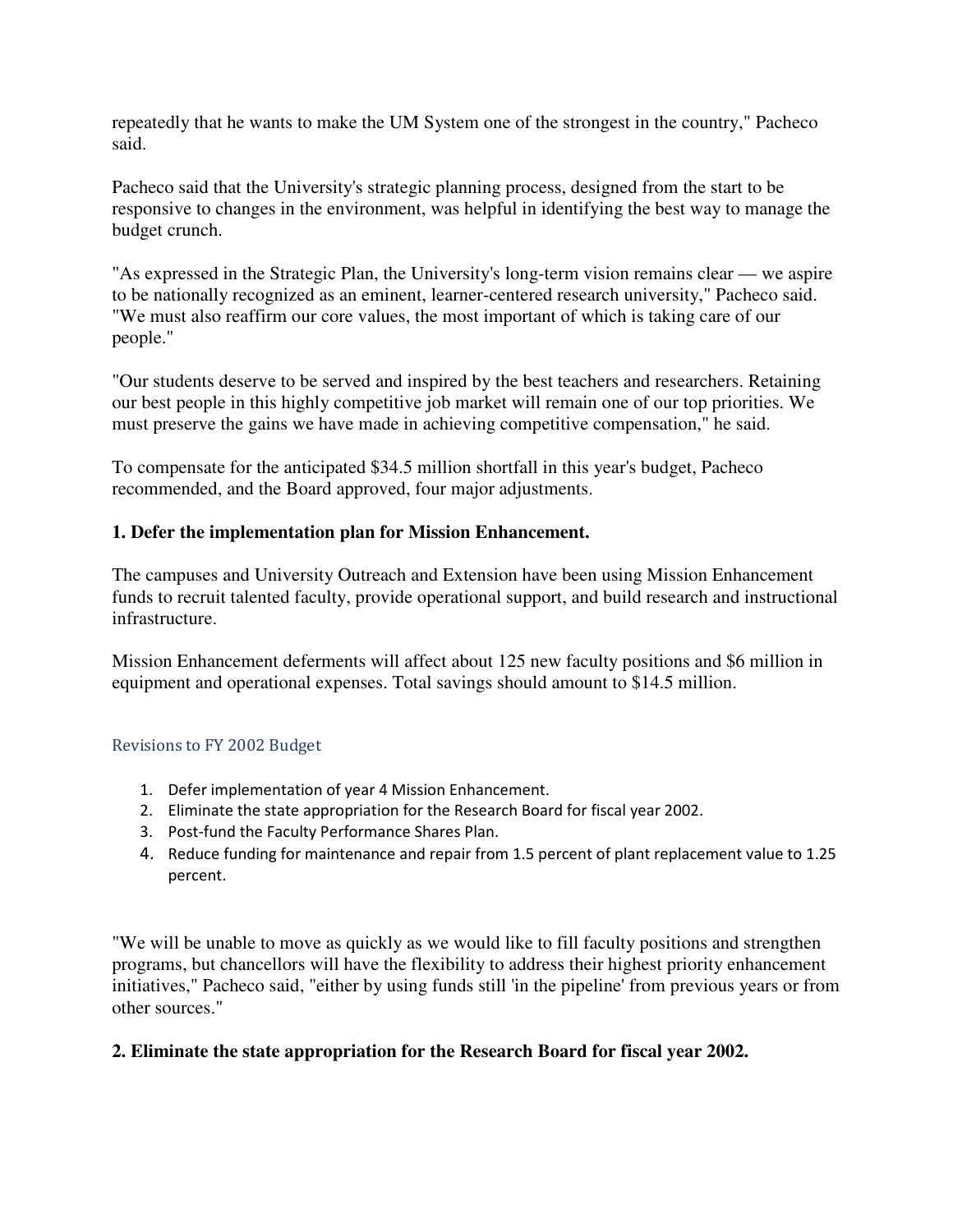repeatedly that he wants to make the UM System one of the strongest in the country," Pacheco said.

Pacheco said that the University's strategic planning process, designed from the start to be responsive to changes in the environment, was helpful in identifying the best way to manage the budget crunch.

"As expressed in the Strategic Plan, the University's long-term vision remains clear — we aspire to be nationally recognized as an eminent, learner-centered research university," Pacheco said. "We must also reaffirm our core values, the most important of which is taking care of our people."

"Our students deserve to be served and inspired by the best teachers and researchers. Retaining our best people in this highly competitive job market will remain one of our top priorities. We must preserve the gains we have made in achieving competitive compensation," he said.

To compensate for the anticipated $34.5 million shortfall in this year's budget, Pacheco recommended, and the Board approved, four major adjustments.

### 1. Defer the implementation plan for Mission Enhancement.

The campuses and University Outreach and Extension have been using Mission Enhancement funds to recruit talented faculty, provide operational support, and build research and instructional infrastructure.

Mission Enhancement deferments will affect about 125 new faculty positions and $6 million in equipment and operational expenses. Total savings should amount to $14.5 million.

#### Revisions to FY 2002 Budget

1. Defer implementation of year 4 Mission Enhancement.
2. Eliminate the state appropriation for the Research Board for fiscal year 2002.
3. Post-fund the Faculty Performance Shares Plan.
4. Reduce funding for maintenance and repair from 1.5 percent of plant replacement value to 1.25 percent.

"We will be unable to move as quickly as we would like to fill faculty positions and strengthen programs, but chancellors will have the flexibility to address their highest priority enhancement initiatives," Pacheco said, "either by using funds still 'in the pipeline' from previous years or from other sources."

### 2. Eliminate the state appropriation for the Research Board for fiscal year 2002.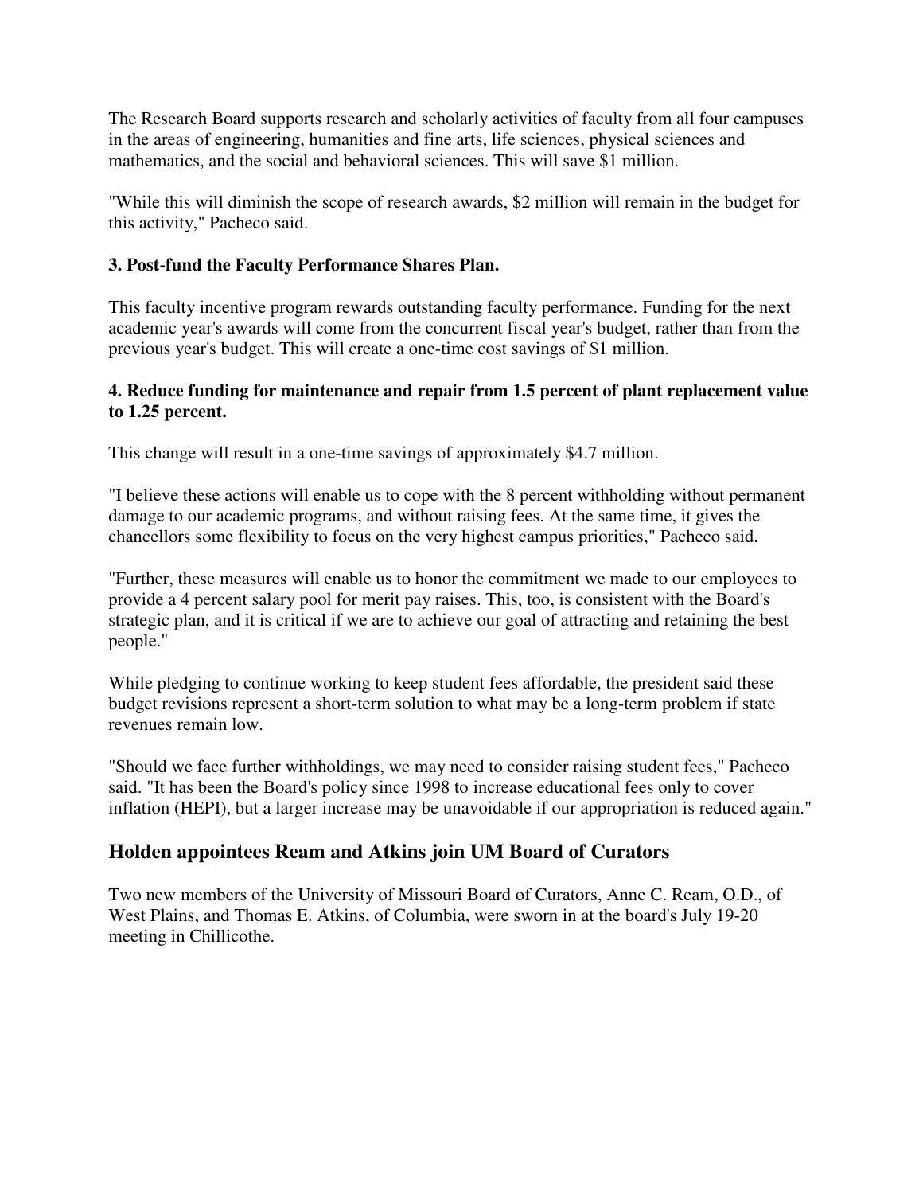The Research Board supports research and scholarly activities of faculty from all four campuses in the areas of engineering, humanities and fine arts, life sciences, physical sciences and mathematics, and the social and behavioral sciences. This will save $1 million.

"While this will diminish the scope of research awards, $2 million will remain in the budget for this activity," Pacheco said.

**3. Post-fund the Faculty Performance Shares Plan.**

This faculty incentive program rewards outstanding faculty performance. Funding for the next academic year's awards will come from the concurrent fiscal year's budget, rather than from the previous year's budget. This will create a one-time cost savings of $1 million.

**4. Reduce funding for maintenance and repair from 1.5 percent of plant replacement value to 1.25 percent.**

This change will result in a one-time savings of approximately $4.7 million.

"I believe these actions will enable us to cope with the 8 percent withholding without permanent damage to our academic programs, and without raising fees. At the same time, it gives the chancellors some flexibility to focus on the very highest campus priorities," Pacheco said.

"Further, these measures will enable us to honor the commitment we made to our employees to provide a 4 percent salary pool for merit pay raises. This, too, is consistent with the Board's strategic plan, and it is critical if we are to achieve our goal of attracting and retaining the best people."

While pledging to continue working to keep student fees affordable, the president said these budget revisions represent a short-term solution to what may be a long-term problem if state revenues remain low.

"Should we face further withholdings, we may need to consider raising student fees," Pacheco said. "It has been the Board's policy since 1998 to increase educational fees only to cover inflation (HEPI), but a larger increase may be unavoidable if our appropriation is reduced again."

## Holden appointees Ream and Atkins join UM Board of Curators

Two new members of the University of Missouri Board of Curators, Anne C. Ream, O.D., of West Plains, and Thomas E. Atkins, of Columbia, were sworn in at the board's July 19-20 meeting in Chillicothe.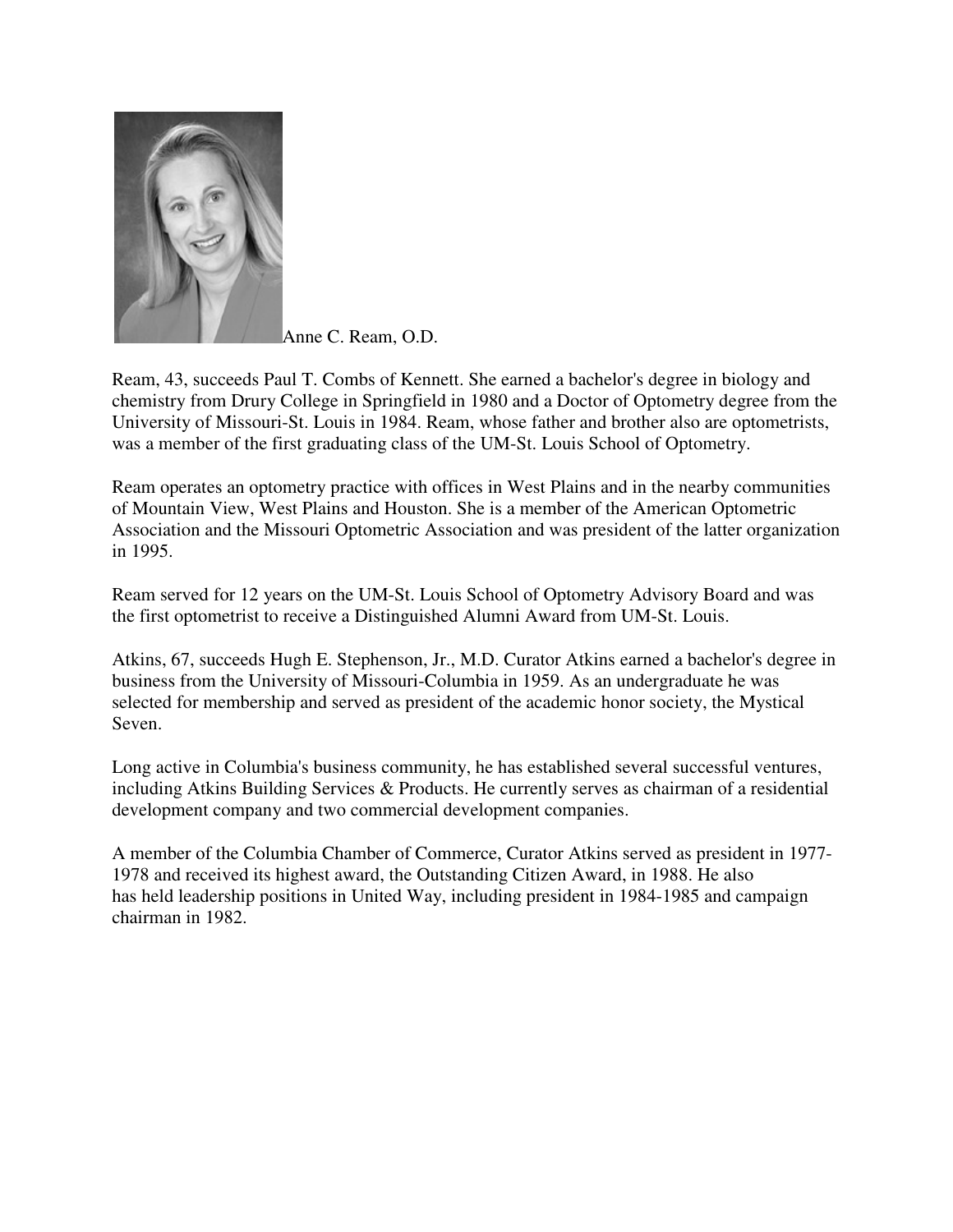Anne C. Ream, O.D.

Ream, 43, succeeds Paul T. Combs of Kennett. She earned a bachelor's degree in biology and chemistry from Drury College in Springfield in 1980 and a Doctor of Optometry degree from the University of Missouri-St. Louis in 1984. Ream, whose father and brother also are optometrists, was a member of the first graduating class of the UM-St. Louis School of Optometry.

Ream operates an optometry practice with offices in West Plains and in the nearby communities of Mountain View, West Plains and Houston. She is a member of the American Optometric Association and the Missouri Optometric Association and was president of the latter organization in 1995.

Ream served for 12 years on the UM-St. Louis School of Optometry Advisory Board and was the first optometrist to receive a Distinguished Alumni Award from UM-St. Louis.

Atkins, 67, succeeds Hugh E. Stephenson, Jr., M.D. Curator Atkins earned a bachelor's degree in business from the University of Missouri-Columbia in 1959. As an undergraduate he was selected for membership and served as president of the academic honor society, the Mystical Seven.

Long active in Columbia's business community, he has established several successful ventures, including Atkins Building Services & Products. He currently serves as chairman of a residential development company and two commercial development companies.

A member of the Columbia Chamber of Commerce, Curator Atkins served as president in 1977-1978 and received its highest award, the Outstanding Citizen Award, in 1988. He also has held leadership positions in United Way, including president in 1984-1985 and campaign chairman in 1982.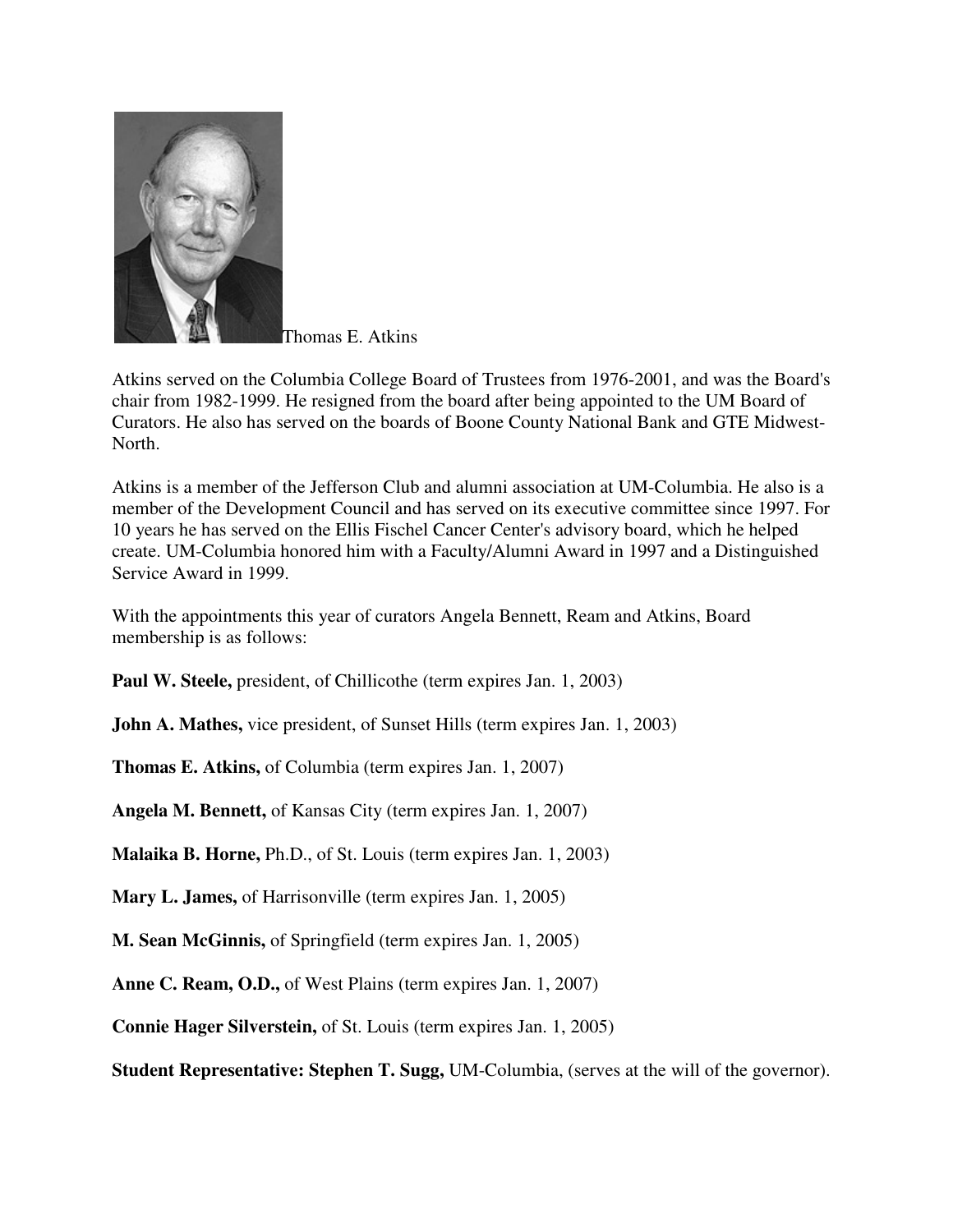Thomas E. Atkins

Atkins served on the Columbia College Board of Trustees from 1976-2001, and was the Board's chair from 1982-1999. He resigned from the board after being appointed to the UM Board of Curators. He also has served on the boards of Boone County National Bank and GTE Midwest-North.

Atkins is a member of the Jefferson Club and alumni association at UM-Columbia. He also is a member of the Development Council and has served on its executive committee since 1997. For 10 years he has served on the Ellis Fischel Cancer Center's advisory board, which he helped create. UM-Columbia honored him with a Faculty/Alumni Award in 1997 and a Distinguished Service Award in 1999.

With the appointments this year of curators Angela Bennett, Ream and Atkins, Board membership is as follows:

**Paul W. Steele,** president, of Chillicothe (term expires Jan. 1, 2003)

**John A. Mathes,** vice president, of Sunset Hills (term expires Jan. 1, 2003)

**Thomas E. Atkins,** of Columbia (term expires Jan. 1, 2007)

**Angela M. Bennett,** of Kansas City (term expires Jan. 1, 2007)

**Malaika B. Horne,** Ph.D., of St. Louis (term expires Jan. 1, 2003)

**Mary L. James,** of Harrisonville (term expires Jan. 1, 2005)

**M. Sean McGinnis,** of Springfield (term expires Jan. 1, 2005)

**Anne C. Ream, O.D.,** of West Plains (term expires Jan. 1, 2007)

**Connie Hager Silverstein,** of St. Louis (term expires Jan. 1, 2005)

**Student Representative: Stephen T. Sugg,** UM-Columbia, (serves at the will of the governor).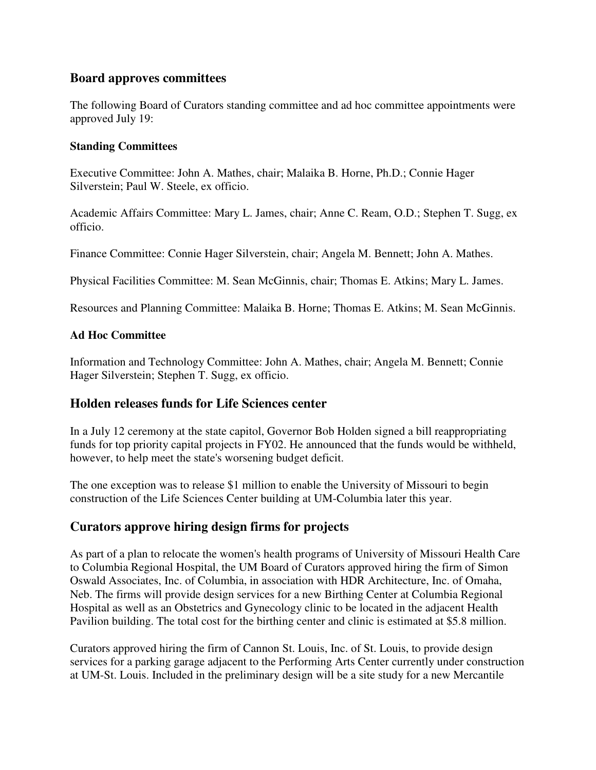## Board approves committees

The following Board of Curators standing committee and ad hoc committee appointments were approved July 19:

#### Standing Committees

Executive Committee: John A. Mathes, chair; Malaika B. Horne, Ph.D.; Connie Hager Silverstein; Paul W. Steele, ex officio.

Academic Affairs Committee: Mary L. James, chair; Anne C. Ream, O.D.; Stephen T. Sugg, ex officio.

Finance Committee: Connie Hager Silverstein, chair; Angela M. Bennett; John A. Mathes.

Physical Facilities Committee: M. Sean McGinnis, chair; Thomas E. Atkins; Mary L. James.

Resources and Planning Committee: Malaika B. Horne; Thomas E. Atkins; M. Sean McGinnis.

#### Ad Hoc Committee

Information and Technology Committee: John A. Mathes, chair; Angela M. Bennett; Connie Hager Silverstein; Stephen T. Sugg, ex officio.

## Holden releases funds for Life Sciences center

In a July 12 ceremony at the state capitol, Governor Bob Holden signed a bill reappropriating funds for top priority capital projects in FY02. He announced that the funds would be withheld, however, to help meet the state's worsening budget deficit.

The one exception was to release $1 million to enable the University of Missouri to begin construction of the Life Sciences Center building at UM-Columbia later this year.

## Curators approve hiring design firms for projects

As part of a plan to relocate the women's health programs of University of Missouri Health Care to Columbia Regional Hospital, the UM Board of Curators approved hiring the firm of Simon Oswald Associates, Inc. of Columbia, in association with HDR Architecture, Inc. of Omaha, Neb. The firms will provide design services for a new Birthing Center at Columbia Regional Hospital as well as an Obstetrics and Gynecology clinic to be located in the adjacent Health Pavilion building. The total cost for the birthing center and clinic is estimated at $5.8 million.

Curators approved hiring the firm of Cannon St. Louis, Inc. of St. Louis, to provide design services for a parking garage adjacent to the Performing Arts Center currently under construction at UM-St. Louis. Included in the preliminary design will be a site study for a new Mercantile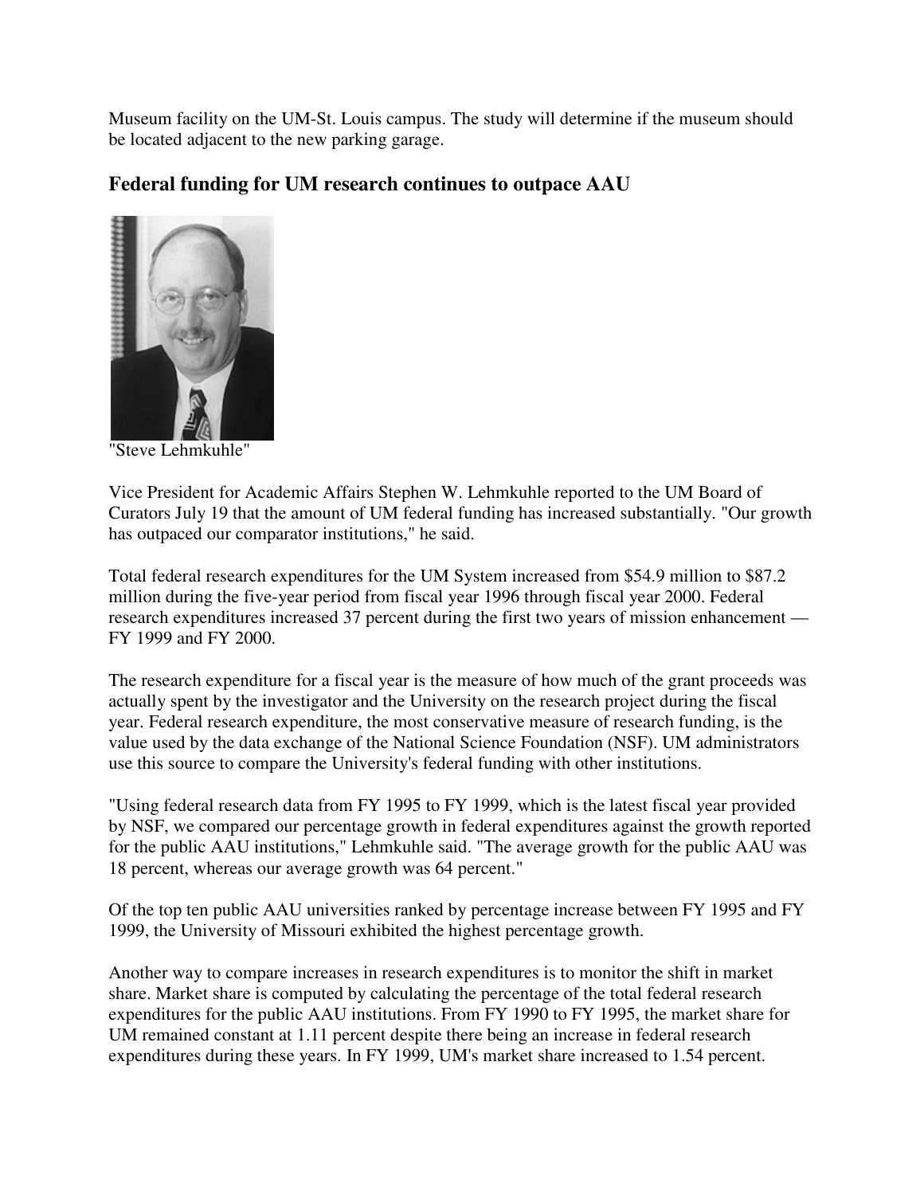Museum facility on the UM-St. Louis campus. The study will determine if the museum should be located adjacent to the new parking garage.

## Federal funding for UM research continues to outpace AAU

"Steve Lehmkuhle"

Vice President for Academic Affairs Stephen W. Lehmkuhle reported to the UM Board of Curators July 19 that the amount of UM federal funding has increased substantially. "Our growth has outpaced our comparator institutions," he said.

Total federal research expenditures for the UM System increased from $54.9 million to $87.2 million during the five-year period from fiscal year 1996 through fiscal year 2000. Federal research expenditures increased 37 percent during the first two years of mission enhancement — FY 1999 and FY 2000.

The research expenditure for a fiscal year is the measure of how much of the grant proceeds was actually spent by the investigator and the University on the research project during the fiscal year. Federal research expenditure, the most conservative measure of research funding, is the value used by the data exchange of the National Science Foundation (NSF). UM administrators use this source to compare the University's federal funding with other institutions.

"Using federal research data from FY 1995 to FY 1999, which is the latest fiscal year provided by NSF, we compared our percentage growth in federal expenditures against the growth reported for the public AAU institutions," Lehmkuhle said. "The average growth for the public AAU was 18 percent, whereas our average growth was 64 percent."

Of the top ten public AAU universities ranked by percentage increase between FY 1995 and FY 1999, the University of Missouri exhibited the highest percentage growth.

Another way to compare increases in research expenditures is to monitor the shift in market share. Market share is computed by calculating the percentage of the total federal research expenditures for the public AAU institutions. From FY 1990 to FY 1995, the market share for UM remained constant at 1.11 percent despite there being an increase in federal research expenditures during these years. In FY 1999, UM's market share increased to 1.54 percent.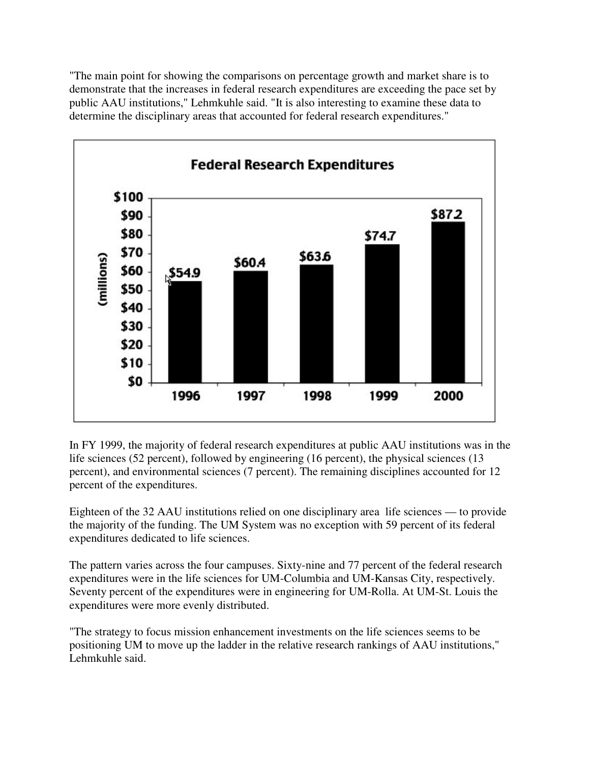"The main point for showing the comparisons on percentage growth and market share is to demonstrate that the increases in federal research expenditures are exceeding the pace set by public AAU institutions," Lehmkuhle said. "It is also interesting to examine these data to determine the disciplinary areas that accounted for federal research expenditures."

**Federal Research Expenditures**

| Year | (millions) |
|---|---|
| 1996 | $54.9 |
| 1997 | $60.4 |
| 1998 | $63.6 |
| 1999 | $74.7 |
| 2000 | $87.2 |

In FY 1999, the majority of federal research expenditures at public AAU institutions was in the life sciences (52 percent), followed by engineering (16 percent), the physical sciences (13 percent), and environmental sciences (7 percent). The remaining disciplines accounted for 12 percent of the expenditures.

Eighteen of the 32 AAU institutions relied on one disciplinary area life sciences — to provide the majority of the funding. The UM System was no exception with 59 percent of its federal expenditures dedicated to life sciences.

The pattern varies across the four campuses. Sixty-nine and 77 percent of the federal research expenditures were in the life sciences for UM-Columbia and UM-Kansas City, respectively. Seventy percent of the expenditures were in engineering for UM-Rolla. At UM-St. Louis the expenditures were more evenly distributed.

"The strategy to focus mission enhancement investments on the life sciences seems to be positioning UM to move up the ladder in the relative research rankings of AAU institutions," Lehmkuhle said.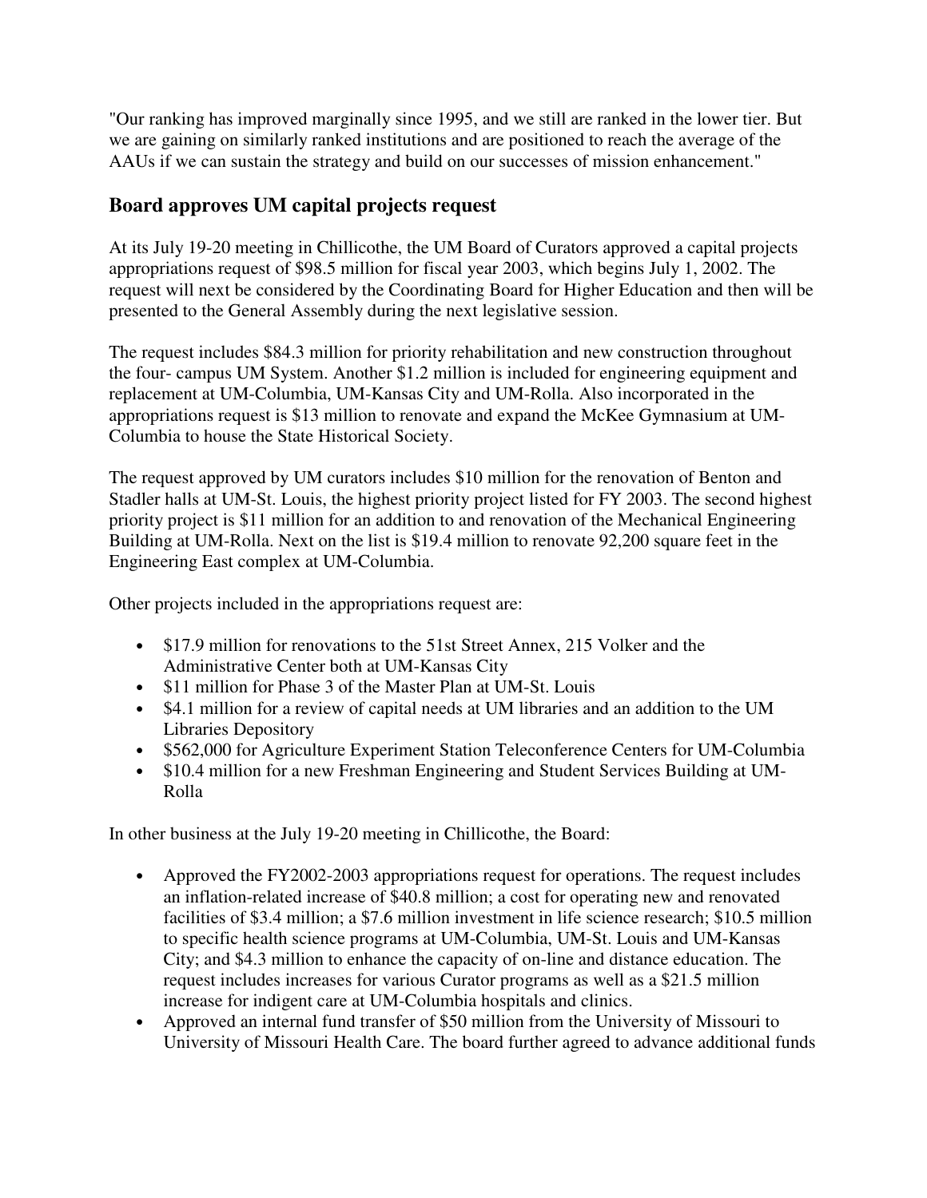"Our ranking has improved marginally since 1995, and we still are ranked in the lower tier. But we are gaining on similarly ranked institutions and are positioned to reach the average of the AAUs if we can sustain the strategy and build on our successes of mission enhancement."

## Board approves UM capital projects request

At its July 19-20 meeting in Chillicothe, the UM Board of Curators approved a capital projects appropriations request of $98.5 million for fiscal year 2003, which begins July 1, 2002. The request will next be considered by the Coordinating Board for Higher Education and then will be presented to the General Assembly during the next legislative session.

The request includes $84.3 million for priority rehabilitation and new construction throughout the four- campus UM System. Another $1.2 million is included for engineering equipment and replacement at UM-Columbia, UM-Kansas City and UM-Rolla. Also incorporated in the appropriations request is $13 million to renovate and expand the McKee Gymnasium at UM-Columbia to house the State Historical Society.

The request approved by UM curators includes $10 million for the renovation of Benton and Stadler halls at UM-St. Louis, the highest priority project listed for FY 2003. The second highest priority project is $11 million for an addition to and renovation of the Mechanical Engineering Building at UM-Rolla. Next on the list is $19.4 million to renovate 92,200 square feet in the Engineering East complex at UM-Columbia.

Other projects included in the appropriations request are:

- $17.9 million for renovations to the 51st Street Annex, 215 Volker and the Administrative Center both at UM-Kansas City
- $11 million for Phase 3 of the Master Plan at UM-St. Louis
- $4.1 million for a review of capital needs at UM libraries and an addition to the UM Libraries Depository
- $562,000 for Agriculture Experiment Station Teleconference Centers for UM-Columbia
- $10.4 million for a new Freshman Engineering and Student Services Building at UM-Rolla

In other business at the July 19-20 meeting in Chillicothe, the Board:

- Approved the FY2002-2003 appropriations request for operations. The request includes an inflation-related increase of $40.8 million; a cost for operating new and renovated facilities of $3.4 million; a $7.6 million investment in life science research; $10.5 million to specific health science programs at UM-Columbia, UM-St. Louis and UM-Kansas City; and $4.3 million to enhance the capacity of on-line and distance education. The request includes increases for various Curator programs as well as a $21.5 million increase for indigent care at UM-Columbia hospitals and clinics.
- Approved an internal fund transfer of $50 million from the University of Missouri to University of Missouri Health Care. The board further agreed to advance additional funds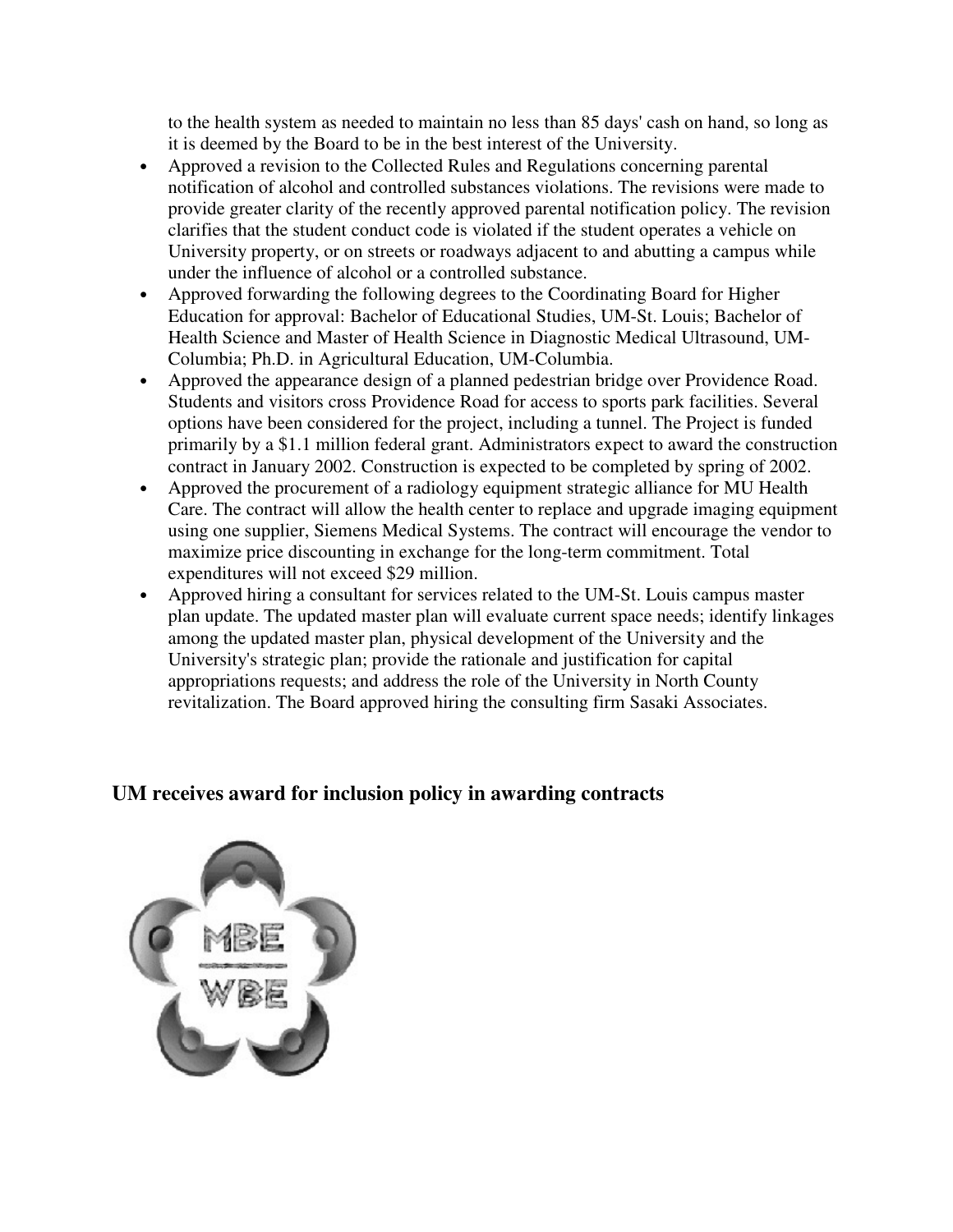to the health system as needed to maintain no less than 85 days' cash on hand, so long as it is deemed by the Board to be in the best interest of the University.

- Approved a revision to the Collected Rules and Regulations concerning parental notification of alcohol and controlled substances violations. The revisions were made to provide greater clarity of the recently approved parental notification policy. The revision clarifies that the student conduct code is violated if the student operates a vehicle on University property, or on streets or roadways adjacent to and abutting a campus while under the influence of alcohol or a controlled substance.
- Approved forwarding the following degrees to the Coordinating Board for Higher Education for approval: Bachelor of Educational Studies, UM-St. Louis; Bachelor of Health Science and Master of Health Science in Diagnostic Medical Ultrasound, UM-Columbia; Ph.D. in Agricultural Education, UM-Columbia.
- Approved the appearance design of a planned pedestrian bridge over Providence Road. Students and visitors cross Providence Road for access to sports park facilities. Several options have been considered for the project, including a tunnel. The Project is funded primarily by a $1.1 million federal grant. Administrators expect to award the construction contract in January 2002. Construction is expected to be completed by spring of 2002.
- Approved the procurement of a radiology equipment strategic alliance for MU Health Care. The contract will allow the health center to replace and upgrade imaging equipment using one supplier, Siemens Medical Systems. The contract will encourage the vendor to maximize price discounting in exchange for the long-term commitment. Total expenditures will not exceed $29 million.
- Approved hiring a consultant for services related to the UM-St. Louis campus master plan update. The updated master plan will evaluate current space needs; identify linkages among the updated master plan, physical development of the University and the University's strategic plan; provide the rationale and justification for capital appropriations requests; and address the role of the University in North County revitalization. The Board approved hiring the consulting firm Sasaki Associates.

## UM receives award for inclusion policy in awarding contracts

MBE
WBE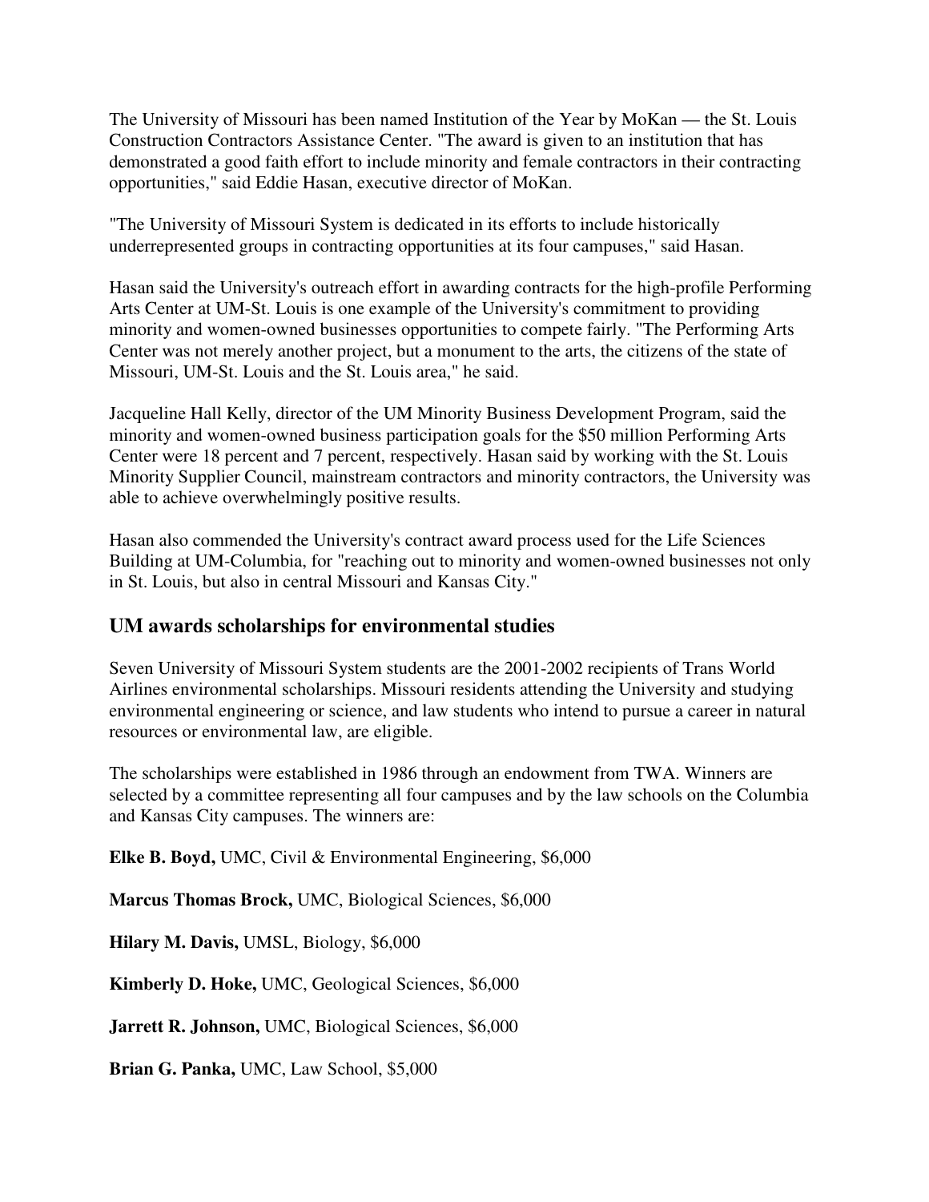The University of Missouri has been named Institution of the Year by MoKan — the St. Louis Construction Contractors Assistance Center. "The award is given to an institution that has demonstrated a good faith effort to include minority and female contractors in their contracting opportunities," said Eddie Hasan, executive director of MoKan.

"The University of Missouri System is dedicated in its efforts to include historically underrepresented groups in contracting opportunities at its four campuses," said Hasan.

Hasan said the University's outreach effort in awarding contracts for the high-profile Performing Arts Center at UM-St. Louis is one example of the University's commitment to providing minority and women-owned businesses opportunities to compete fairly. "The Performing Arts Center was not merely another project, but a monument to the arts, the citizens of the state of Missouri, UM-St. Louis and the St. Louis area," he said.

Jacqueline Hall Kelly, director of the UM Minority Business Development Program, said the minority and women-owned business participation goals for the $50 million Performing Arts Center were 18 percent and 7 percent, respectively. Hasan said by working with the St. Louis Minority Supplier Council, mainstream contractors and minority contractors, the University was able to achieve overwhelmingly positive results.

Hasan also commended the University's contract award process used for the Life Sciences Building at UM-Columbia, for "reaching out to minority and women-owned businesses not only in St. Louis, but also in central Missouri and Kansas City."

## UM awards scholarships for environmental studies

Seven University of Missouri System students are the 2001-2002 recipients of Trans World Airlines environmental scholarships. Missouri residents attending the University and studying environmental engineering or science, and law students who intend to pursue a career in natural resources or environmental law, are eligible.

The scholarships were established in 1986 through an endowment from TWA. Winners are selected by a committee representing all four campuses and by the law schools on the Columbia and Kansas City campuses. The winners are:

**Elke B. Boyd,** UMC, Civil & Environmental Engineering, $6,000

**Marcus Thomas Brock,** UMC, Biological Sciences, $6,000

**Hilary M. Davis,** UMSL, Biology, $6,000

**Kimberly D. Hoke,** UMC, Geological Sciences, $6,000

**Jarrett R. Johnson,** UMC, Biological Sciences, $6,000

**Brian G. Panka,** UMC, Law School, $5,000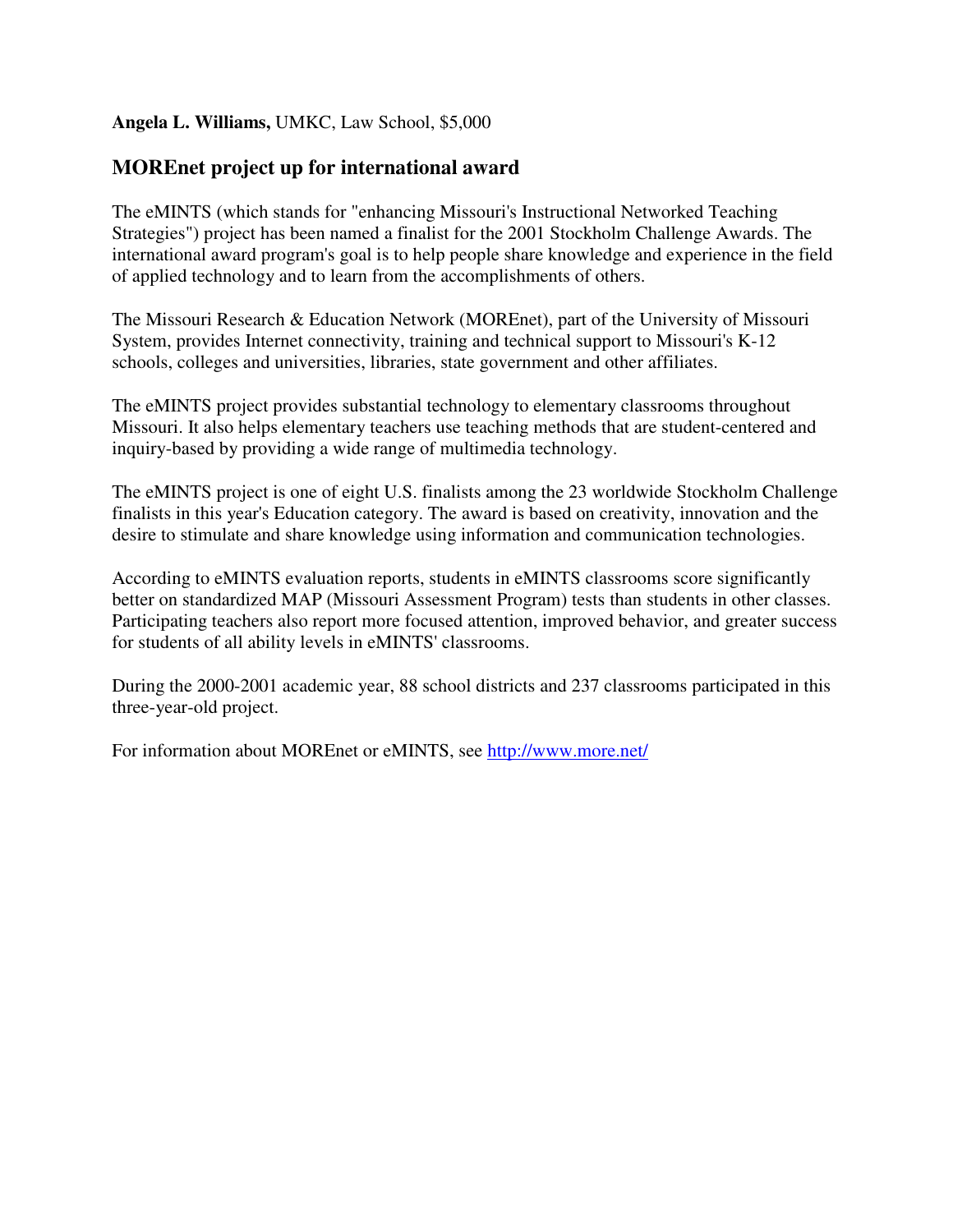**Angela L. Williams,** UMKC, Law School, $5,000

## MOREnet project up for international award

The eMINTS (which stands for "enhancing Missouri's Instructional Networked Teaching Strategies") project has been named a finalist for the 2001 Stockholm Challenge Awards. The international award program's goal is to help people share knowledge and experience in the field of applied technology and to learn from the accomplishments of others.

The Missouri Research & Education Network (MOREnet), part of the University of Missouri System, provides Internet connectivity, training and technical support to Missouri's K-12 schools, colleges and universities, libraries, state government and other affiliates.

The eMINTS project provides substantial technology to elementary classrooms throughout Missouri. It also helps elementary teachers use teaching methods that are student-centered and inquiry-based by providing a wide range of multimedia technology.

The eMINTS project is one of eight U.S. finalists among the 23 worldwide Stockholm Challenge finalists in this year's Education category. The award is based on creativity, innovation and the desire to stimulate and share knowledge using information and communication technologies.

According to eMINTS evaluation reports, students in eMINTS classrooms score significantly better on standardized MAP (Missouri Assessment Program) tests than students in other classes. Participating teachers also report more focused attention, improved behavior, and greater success for students of all ability levels in eMINTS' classrooms.

During the 2000-2001 academic year, 88 school districts and 237 classrooms participated in this three-year-old project.

For information about MOREnet or eMINTS, see [http://www.more.net/](http://www.more.net/)